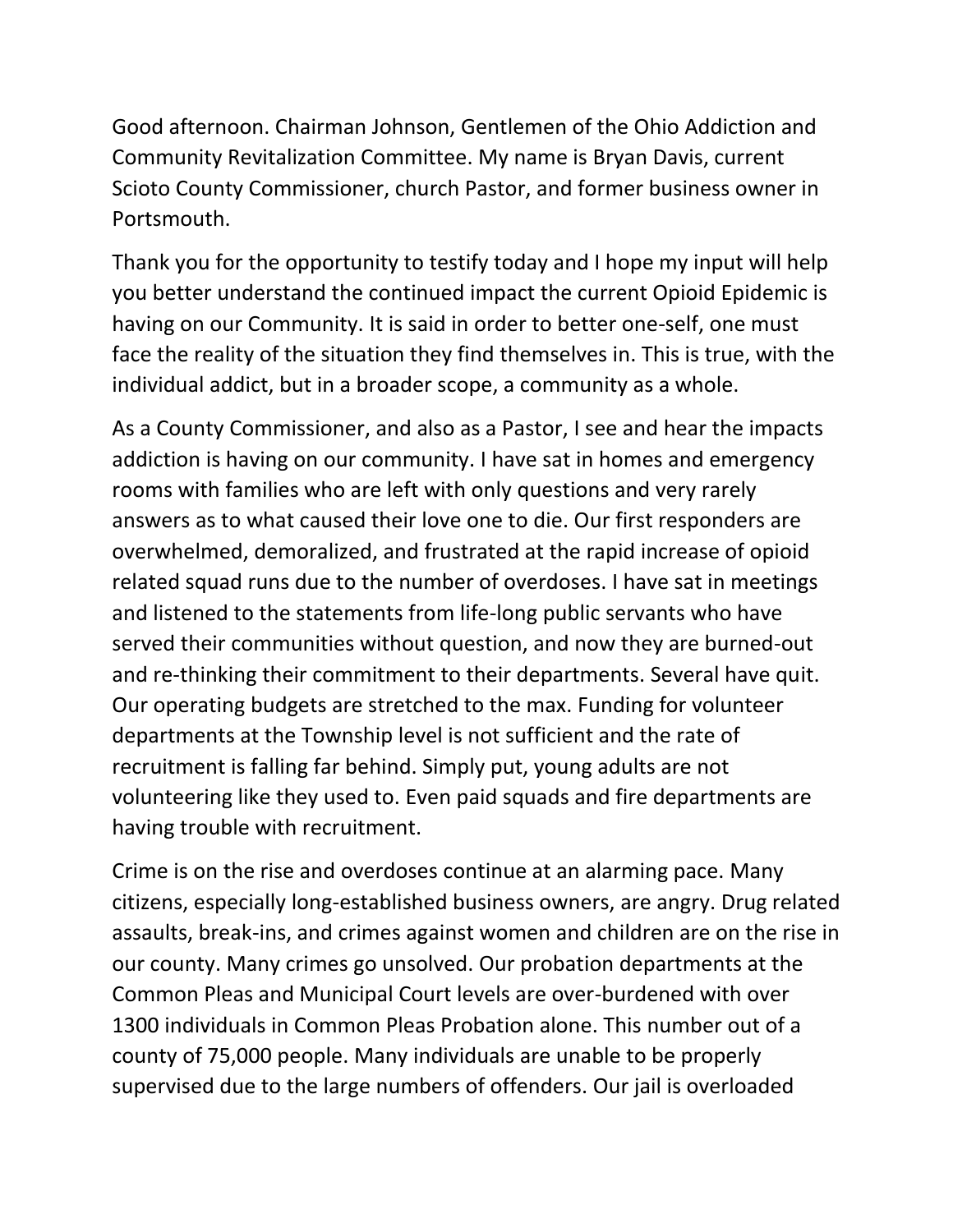Good afternoon. Chairman Johnson, Gentlemen of the Ohio Addiction and Community Revitalization Committee. My name is Bryan Davis, current Scioto County Commissioner, church Pastor, and former business owner in Portsmouth.

Thank you for the opportunity to testify today and I hope my input will help you better understand the continued impact the current Opioid Epidemic is having on our Community. It is said in order to better one-self, one must face the reality of the situation they find themselves in. This is true, with the individual addict, but in a broader scope, a community as a whole.

As a County Commissioner, and also as a Pastor, I see and hear the impacts addiction is having on our community. I have sat in homes and emergency rooms with families who are left with only questions and very rarely answers as to what caused their love one to die. Our first responders are overwhelmed, demoralized, and frustrated at the rapid increase of opioid related squad runs due to the number of overdoses. I have sat in meetings and listened to the statements from life-long public servants who have served their communities without question, and now they are burned-out and re-thinking their commitment to their departments. Several have quit. Our operating budgets are stretched to the max. Funding for volunteer departments at the Township level is not sufficient and the rate of recruitment is falling far behind. Simply put, young adults are not volunteering like they used to. Even paid squads and fire departments are having trouble with recruitment.

Crime is on the rise and overdoses continue at an alarming pace. Many citizens, especially long-established business owners, are angry. Drug related assaults, break-ins, and crimes against women and children are on the rise in our county. Many crimes go unsolved. Our probation departments at the Common Pleas and Municipal Court levels are over-burdened with over 1300 individuals in Common Pleas Probation alone. This number out of a county of 75,000 people. Many individuals are unable to be properly supervised due to the large numbers of offenders. Our jail is overloaded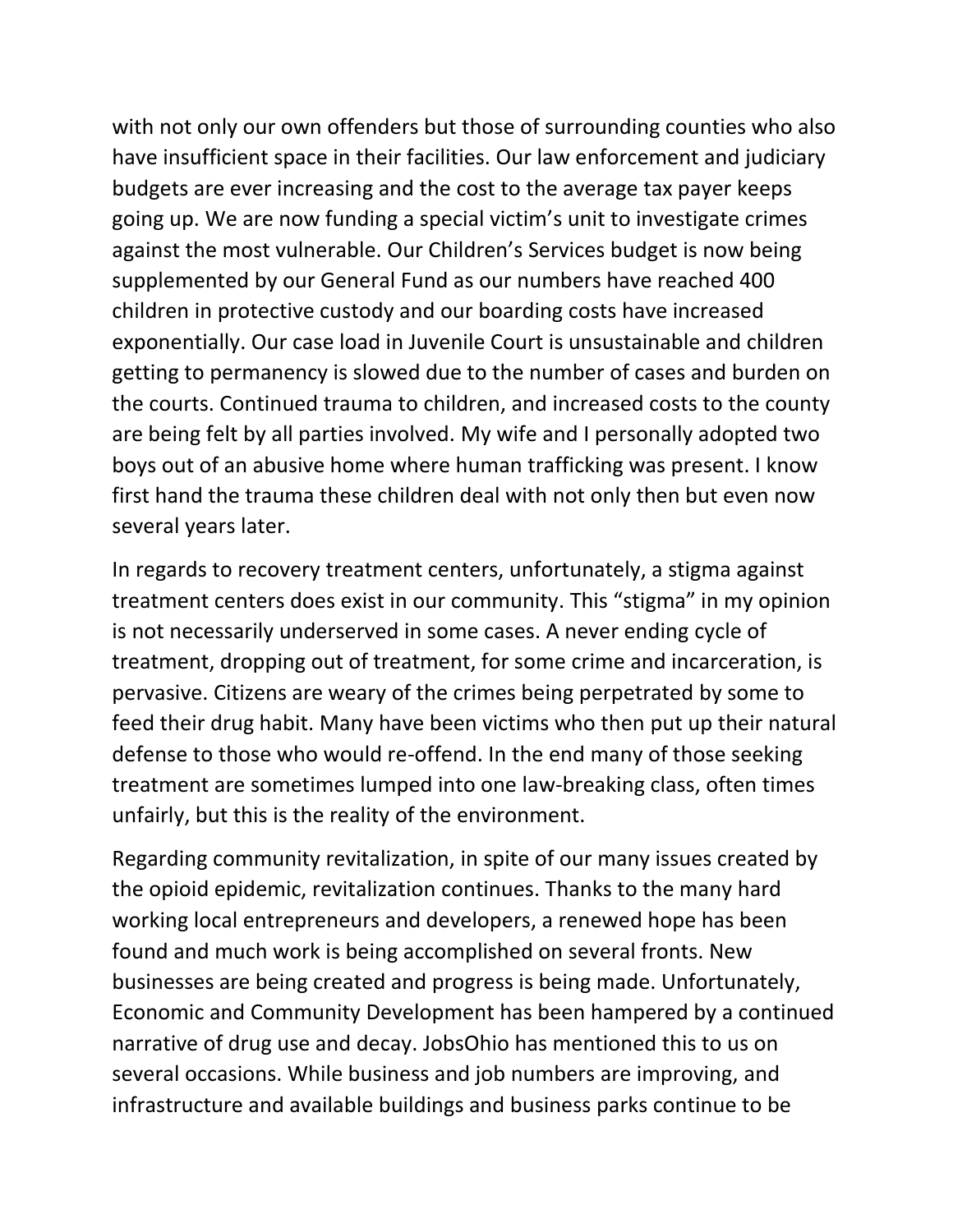with not only our own offenders but those of surrounding counties who also have insufficient space in their facilities. Our law enforcement and judiciary budgets are ever increasing and the cost to the average tax payer keeps going up. We are now funding a special victim's unit to investigate crimes against the most vulnerable. Our Children's Services budget is now being supplemented by our General Fund as our numbers have reached 400 children in protective custody and our boarding costs have increased exponentially. Our case load in Juvenile Court is unsustainable and children getting to permanency is slowed due to the number of cases and burden on the courts. Continued trauma to children, and increased costs to the county are being felt by all parties involved. My wife and I personally adopted two boys out of an abusive home where human trafficking was present. I know first hand the trauma these children deal with not only then but even now several years later.

In regards to recovery treatment centers, unfortunately, a stigma against treatment centers does exist in our community. This "stigma" in my opinion is not necessarily underserved in some cases. A never ending cycle of treatment, dropping out of treatment, for some crime and incarceration, is pervasive. Citizens are weary of the crimes being perpetrated by some to feed their drug habit. Many have been victims who then put up their natural defense to those who would re-offend. In the end many of those seeking treatment are sometimes lumped into one law-breaking class, often times unfairly, but this is the reality of the environment.

Regarding community revitalization, in spite of our many issues created by the opioid epidemic, revitalization continues. Thanks to the many hard working local entrepreneurs and developers, a renewed hope has been found and much work is being accomplished on several fronts. New businesses are being created and progress is being made. Unfortunately, Economic and Community Development has been hampered by a continued narrative of drug use and decay. JobsOhio has mentioned this to us on several occasions. While business and job numbers are improving, and infrastructure and available buildings and business parks continue to be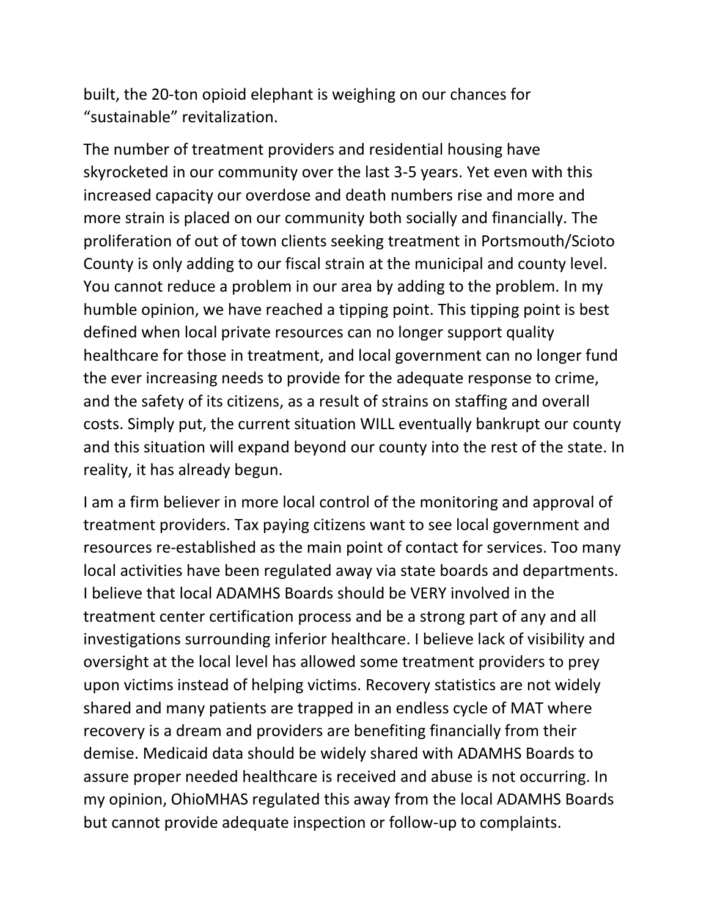built, the 20-ton opioid elephant is weighing on our chances for "sustainable" revitalization.

The number of treatment providers and residential housing have skyrocketed in our community over the last 3-5 years. Yet even with this increased capacity our overdose and death numbers rise and more and more strain is placed on our community both socially and financially. The proliferation of out of town clients seeking treatment in Portsmouth/Scioto County is only adding to our fiscal strain at the municipal and county level. You cannot reduce a problem in our area by adding to the problem. In my humble opinion, we have reached a tipping point. This tipping point is best defined when local private resources can no longer support quality healthcare for those in treatment, and local government can no longer fund the ever increasing needs to provide for the adequate response to crime, and the safety of its citizens, as a result of strains on staffing and overall costs. Simply put, the current situation WILL eventually bankrupt our county and this situation will expand beyond our county into the rest of the state. In reality, it has already begun.

I am a firm believer in more local control of the monitoring and approval of treatment providers. Tax paying citizens want to see local government and resources re-established as the main point of contact for services. Too many local activities have been regulated away via state boards and departments. I believe that local ADAMHS Boards should be VERY involved in the treatment center certification process and be a strong part of any and all investigations surrounding inferior healthcare. I believe lack of visibility and oversight at the local level has allowed some treatment providers to prey upon victims instead of helping victims. Recovery statistics are not widely shared and many patients are trapped in an endless cycle of MAT where recovery is a dream and providers are benefiting financially from their demise. Medicaid data should be widely shared with ADAMHS Boards to assure proper needed healthcare is received and abuse is not occurring. In my opinion, OhioMHAS regulated this away from the local ADAMHS Boards but cannot provide adequate inspection or follow-up to complaints.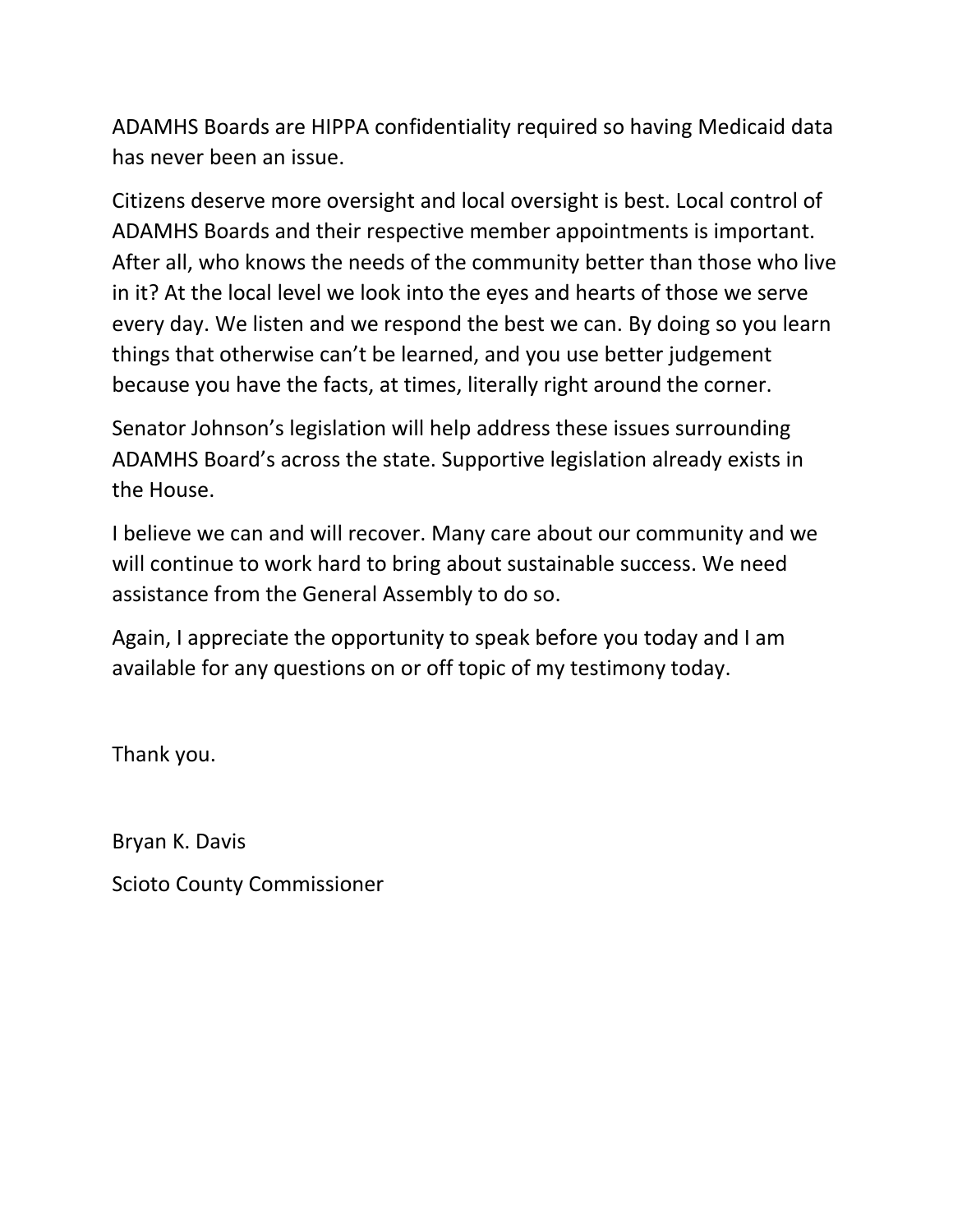ADAMHS Boards are HIPPA confidentiality required so having Medicaid data has never been an issue.

Citizens deserve more oversight and local oversight is best. Local control of ADAMHS Boards and their respective member appointments is important. After all, who knows the needs of the community better than those who live in it? At the local level we look into the eyes and hearts of those we serve every day. We listen and we respond the best we can. By doing so you learn things that otherwise can't be learned, and you use better judgement because you have the facts, at times, literally right around the corner.

Senator Johnson's legislation will help address these issues surrounding ADAMHS Board's across the state. Supportive legislation already exists in the House.

I believe we can and will recover. Many care about our community and we will continue to work hard to bring about sustainable success. We need assistance from the General Assembly to do so.

Again, I appreciate the opportunity to speak before you today and I am available for any questions on or off topic of my testimony today.

Thank you.

Bryan K. Davis

Scioto County Commissioner